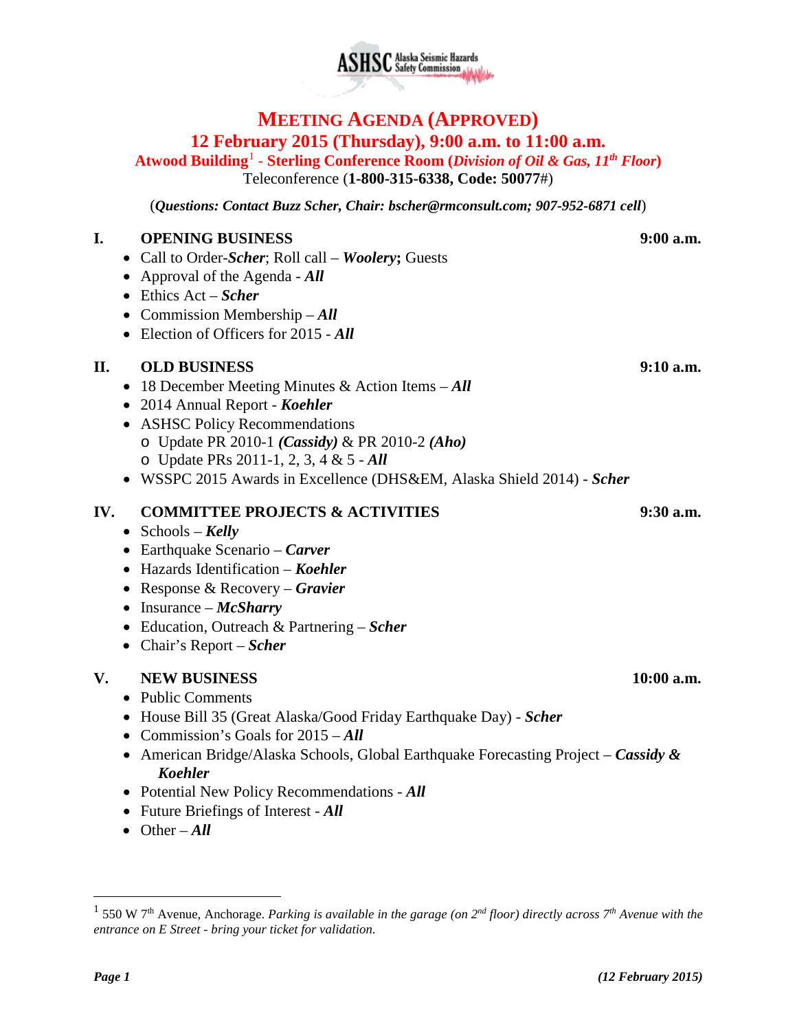ASHSC Alaska Seismic Hazards Safety Commission

# MEETING AGENDA (APPROVED)

## 12 February 2015 (Thursday), 9:00 a.m. to 11:00 a.m.

**Atwood Building[1] - Sterling Conference Room (*Division of Oil & Gas, 11th Floor*)**

Teleconference (**1-800-315-6338, Code: 50077**#)

(***Questions: Contact Buzz Scher, Chair: bscher@rmconsult.com; 907-952-6871 cell***)

**I. OPENING BUSINESS** **9:00 a.m.**

- Call to Order-***Scher***; Roll call – ***Woolery*; **Guests
- Approval of the Agenda - ***All***
- Ethics Act – ***Scher***
- Commission Membership – ***All***
- Election of Officers for 2015 - ***All***

**II. OLD BUSINESS** **9:10 a.m.**

- 18 December Meeting Minutes & Action Items – ***All***
- 2014 Annual Report - ***Koehler***
- ASHSC Policy Recommendations
  - Update PR 2010-1 ***(Cassidy)*** & PR 2010-2 ***(Aho)***
  - Update PRs 2011-1, 2, 3, 4 & 5 - ***All***
- WSSPC 2015 Awards in Excellence (DHS&EM, Alaska Shield 2014) - ***Scher***

**IV. COMMITTEE PROJECTS & ACTIVITIES** **9:30 a.m.**

- Schools – ***Kelly***
- Earthquake Scenario – ***Carver***
- Hazards Identification – ***Koehler***
- Response & Recovery – ***Gravier***
- Insurance – ***McSharry***
- Education, Outreach & Partnering – ***Scher***
- Chair's Report – ***Scher***

**V. NEW BUSINESS** **10:00 a.m.**

- Public Comments
- House Bill 35 (Great Alaska/Good Friday Earthquake Day) - ***Scher***
- Commission's Goals for 2015 – ***All***
- American Bridge/Alaska Schools, Global Earthquake Forecasting Project – ***Cassidy & Koehler***
- Potential New Policy Recommendations - ***All***
- Future Briefings of Interest - ***All***
- Other – ***All***

---

[1] 550 W 7th Avenue, Anchorage. *Parking is available in the garage (on 2nd floor) directly across 7th Avenue with the entrance on E Street - bring your ticket for validation.*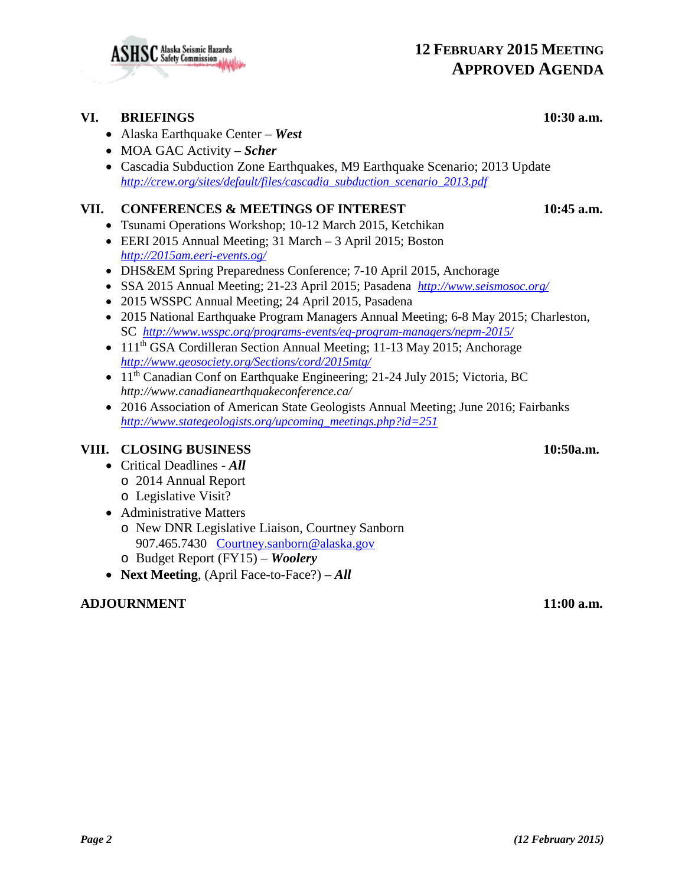# 12 February 2015 Meeting Approved Agenda

## VI. BRIEFINGS — 10:30 a.m.

- Alaska Earthquake Center – ***West***
- MOA GAC Activity – ***Scher***
- Cascadia Subduction Zone Earthquakes, M9 Earthquake Scenario; 2013 Update
  *http://crew.org/sites/default/files/cascadia_subduction_scenario_2013.pdf*

## VII. CONFERENCES & MEETINGS OF INTEREST — 10:45 a.m.

- Tsunami Operations Workshop; 10-12 March 2015, Ketchikan
- EERI 2015 Annual Meeting; 31 March – 3 April 2015; Boston
  *http://2015am.eeri-events.og/*
- DHS&EM Spring Preparedness Conference; 7-10 April 2015, Anchorage
- SSA 2015 Annual Meeting; 21-23 April 2015; Pasadena *http://www.seismosoc.org/*
- 2015 WSSPC Annual Meeting; 24 April 2015, Pasadena
- 2015 National Earthquake Program Managers Annual Meeting; 6-8 May 2015; Charleston, SC *http://www.wsspc.org/programs-events/eq-program-managers/nepm-2015/*
- 111th GSA Cordilleran Section Annual Meeting; 11-13 May 2015; Anchorage
  *http://www.geosociety.org/Sections/cord/2015mtg/*
- 11th Canadian Conf on Earthquake Engineering; 21-24 July 2015; Victoria, BC
  *http://www.canadianearthquakeconference.ca/*
- 2016 Association of American State Geologists Annual Meeting; June 2016; Fairbanks
  *http://www.stategeologists.org/upcoming_meetings.php?id=251*

## VIII. CLOSING BUSINESS — 10:50a.m.

- Critical Deadlines - ***All***
  - 2014 Annual Report
  - Legislative Visit?
- Administrative Matters
  - New DNR Legislative Liaison, Courtney Sanborn
    907.465.7430 Courtney.sanborn@alaska.gov
  - Budget Report (FY15) – ***Woolery***
- **Next Meeting**, (April Face-to-Face?) – ***All***

## ADJOURNMENT — 11:00 a.m.